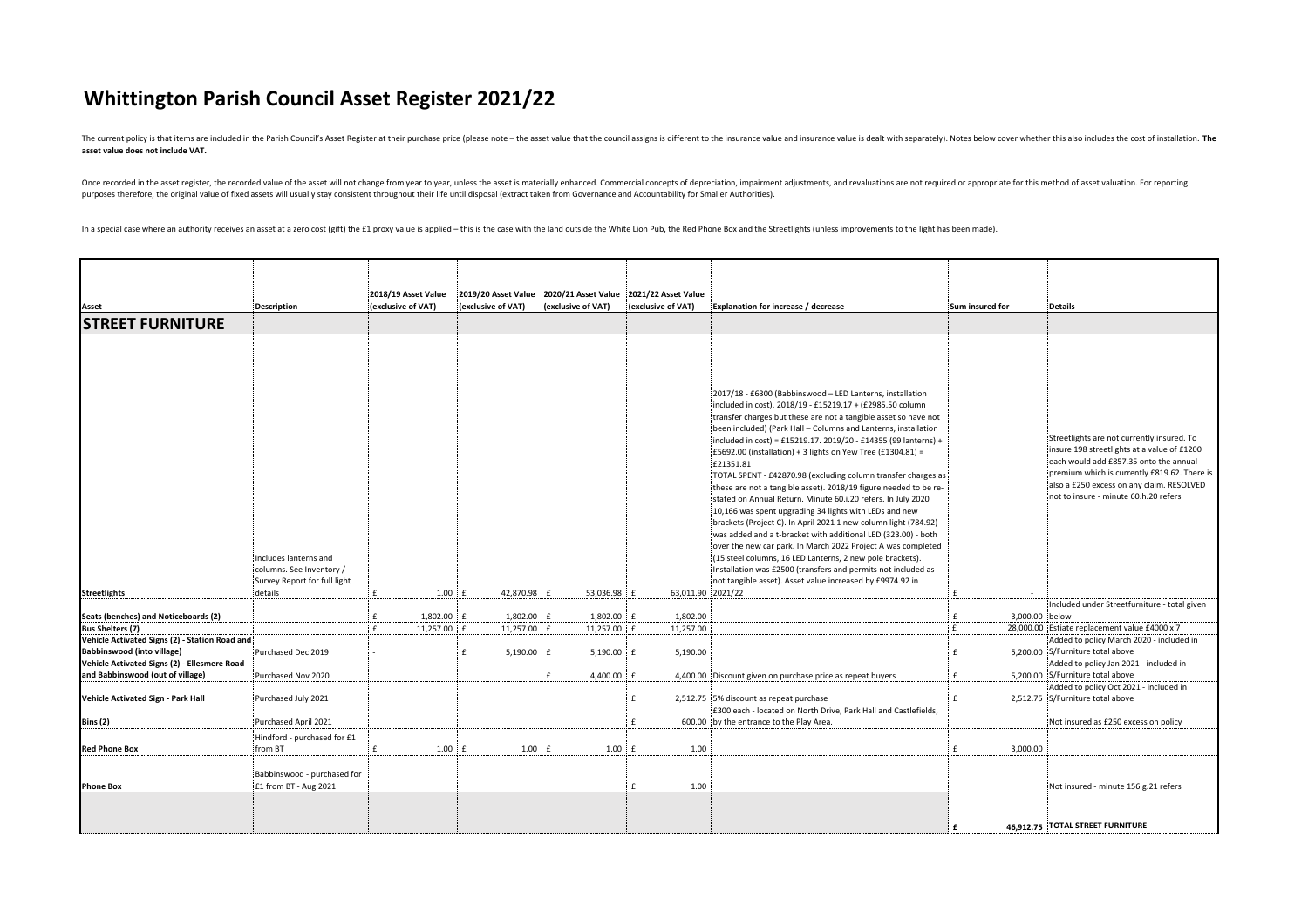# Whittington Parish Council Asset Register 2021/22

The current policy is that items are included in the Parish Council's Asset Register at their purchase price (please note – the asset value that the council assigns is different to the insurance value and insurance value is dealt with separately). Notes below cover whether this also includes the cost of installation. **The asset value does not include VAT.**

Once recorded in the asset register, the recorded value of the asset will not change from year to year, unless the asset is materially enhanced. Commercial concepts of depreciation, impairment adjustments, and revaluations are not required or appropriate for this method of asset valuation. For reporting purposes therefore, the original value of fixed assets will usually stay consistent throughout their life until disposal (extract taken from Governance and Accountability for Smaller Authorities).

In a special case where an authority receives an asset at a zero cost (gift) the £1 proxy value is applied – this is the case with the land outside the White Lion Pub, the Red Phone Box and the Streetlights (unless improvements to the light has been made).

| Asset | Description | 2018/19 Asset Value (exclusive of VAT) | 2019/20 Asset Value (exclusive of VAT) | 2020/21 Asset Value (exclusive of VAT) | 2021/22 Asset Value (exclusive of VAT) | Explanation for increase / decrease | Sum insured for | Details |
|---|---|---|---|---|---|---|---|---|
| **STREET FURNITURE** | | | | | | | | |
| **Streetlights** | Includes lanterns and columns. See Inventory / Survey Report for full light details | £ 1.00 | £ 42,870.98 | £ 53,036.98 | £ 63,011.90 | 2017/18 - £6300 (Babbinswood – LED Lanterns, installation included in cost). 2018/19 - £15219.17 + (£2985.50 column transfer charges but these are not a tangible asset so have not been included) (Park Hall – Columns and Lanterns, installation included in cost) = £15219.17. 2019/20 - £14355 (99 lanterns) + £5692.00 (installation) + 3 lights on Yew Tree (£1304.81) = £21351.81<br>TOTAL SPENT - £42870.98 (excluding column transfer charges as these are not a tangible asset). 2018/19 figure needed to be re-stated on Annual Return. Minute 60.i.20 refers. In July 2020 10,166 was spent upgrading 34 lights with LEDs and new brackets (Project C). In April 2021 1 new column light (784.92) was added and a t-bracket with additional LED (323.00) - both over the new car park. In March 2022 Project A was completed (15 steel columns, 16 LED Lanterns, 2 new pole brackets). Installation was £2500 (transfers and permits not included as not tangible asset). Asset value increased by £9974.92 in 2021/22 | £ - | Streetlights are not currently insured. To insure 198 streetlights at a value of £1200 each would add £857.35 onto the annual premium which is currently £819.62. There is also a £250 excess on any claim. RESOLVED not to insure - minute 60.h.20 refers |
| **Seats (benches) and Noticeboards (2)** | | £ 1,802.00 | £ 1,802.00 | £ 1,802.00 | £ 1,802.00 | | £ 3,000.00 | Included under Streetfurniture - total given below |
| **Bus Shelters (7)** | | £ 11,257.00 | £ 11,257.00 | £ 11,257.00 | £ 11,257.00 | | £ 28,000.00 | Estiate replacement value £4000 x 7 |
| **Vehicle Activated Signs (2) - Station Road and Babbinswood (into village)** | Purchased Dec 2019 | - | £ 5,190.00 | £ 5,190.00 | £ 5,190.00 | | £ 5,200.00 | Added to policy March 2020 - included in S/Furniture total above |
| **Vehicle Activated Signs (2) - Ellesmere Road and Babbinswood (out of village)** | Purchased Nov 2020 | | | £ 4,400.00 | £ 4,400.00 | Discount given on purchase price as repeat buyers | £ 5,200.00 | Added to policy Jan 2021 - included in S/Furniture total above |
| **Vehicle Activated Sign - Park Hall** | Purchased July 2021 | | | | £ 2,512.75 | 5% discount as repeat purchase | £ 2,512.75 | Added to policy Oct 2021 - included in S/Furniture total above |
| **Bins (2)** | Purchased April 2021 | | | | £ 600.00 | £300 each - located on North Drive, Park Hall and Castlefields, by the entrance to the Play Area. | | Not insured as £250 excess on policy |
| **Red Phone Box** | Hindford - purchased for £1 from BT | £ 1.00 | £ 1.00 | £ 1.00 | £ 1.00 | | £ 3,000.00 | |
| **Phone Box** | Babbinswood - purchased for £1 from BT - Aug 2021 | | | | £ 1.00 | | | Not insured - minute 156.g.21 refers |
| | | | | | | | **£ 46,912.75** | **TOTAL STREET FURNITURE** |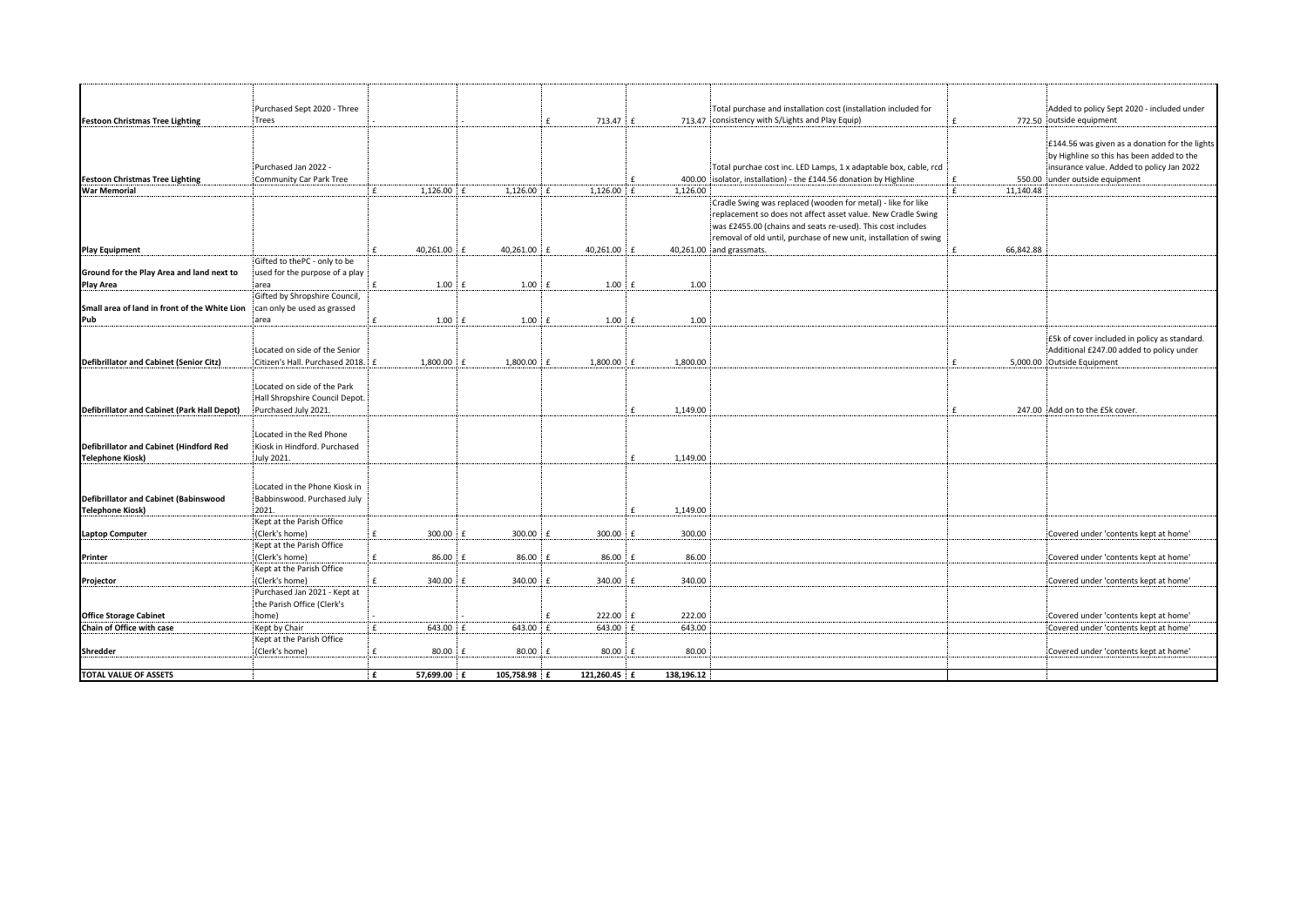| | | | | | | | | |
|---|---|---|---|---|---|---|---|---|
| **Festoon Christmas Tree Lighting** | Purchased Sept 2020 - Three Trees | - | - | £ 713.47 | £ 713.47 | Total purchase and installation cost (installation included for consistency with S/Lights and Play Equip) | £ 772.50 | Added to policy Sept 2020 - included under outside equipment |
| **Festoon Christmas Tree Lighting** | Purchased Jan 2022 - Community Car Park Tree | | | | £ 400.00 | Total purchae cost inc. LED Lamps, 1 x adaptable box, cable, rcd isolator, installation) - the £144.56 donation by Highline | £ 550.00 | £144.56 was given as a donation for the lights by Highline so this has been added to the insurance value. Added to policy Jan 2022 under outside equipment |
| **War Memorial** | | £ 1,126.00 | £ 1,126.00 | £ 1,126.00 | £ 1,126.00 | | £ 11,140.48 | |
| **Play Equipment** | | £ 40,261.00 | £ 40,261.00 | £ 40,261.00 | £ 40,261.00 | Cradle Swing was replaced (wooden for metal) - like for like replacement so does not affect asset value. New Cradle Swing was £2455.00 (chains and seats re-used). This cost includes removal of old until, purchase of new unit, installation of swing and grassmats. | £ 66,842.88 | |
| **Ground for the Play Area and land next to Play Area** | Gifted to thePC - only to be used for the purpose of a play area | £ 1.00 | £ 1.00 | £ 1.00 | £ 1.00 | | | |
| **Small area of land in front of the White Lion Pub** | Gifted by Shropshire Council, can only be used as grassed area | £ 1.00 | £ 1.00 | £ 1.00 | £ 1.00 | | | |
| **Defibrillator and Cabinet (Senior Citz)** | Located on side of the Senior Citizen's Hall. Purchased 2018. | £ 1,800.00 | £ 1,800.00 | £ 1,800.00 | £ 1,800.00 | | £ 5,000.00 | £5k of cover included in policy as standard. Additional £247.00 added to policy under Outside Equipment |
| **Defibrillator and Cabinet (Park Hall Depot)** | Located on side of the Park Hall Shropshire Council Depot. Purchased July 2021. | | | | £ 1,149.00 | | £ 247.00 | Add on to the £5k cover. |
| **Defibrillator and Cabinet (Hindford Red Telephone Kiosk)** | Located in the Red Phone Kiosk in Hindford. Purchased July 2021. | | | | £ 1,149.00 | | | |
| **Defibrillator and Cabinet (Babinswood Telephone Kiosk)** | Located in the Phone Kiosk in Babbinswood. Purchased July 2021. | | | | £ 1,149.00 | | | |
| **Laptop Computer** | Kept at the Parish Office (Clerk's home) | £ 300.00 | £ 300.00 | £ 300.00 | £ 300.00 | | | Covered under 'contents kept at home' |
| **Printer** | Kept at the Parish Office (Clerk's home) | £ 86.00 | £ 86.00 | £ 86.00 | £ 86.00 | | | Covered under 'contents kept at home' |
| **Projector** | Kept at the Parish Office (Clerk's home) | £ 340.00 | £ 340.00 | £ 340.00 | £ 340.00 | | | Covered under 'contents kept at home' |
| **Office Storage Cabinet** | Purchased Jan 2021 - Kept at the Parish Office (Clerk's home) | - | - | £ 222.00 | £ 222.00 | | | Covered under 'contents kept at home' |
| **Chain of Office with case** | Kept by Chair | £ 643.00 | £ 643.00 | £ 643.00 | £ 643.00 | | | Covered under 'contents kept at home' |
| **Shredder** | Kept at the Parish Office (Clerk's home) | £ 80.00 | £ 80.00 | £ 80.00 | £ 80.00 | | | Covered under 'contents kept at home' |
| **TOTAL VALUE OF ASSETS** | | £ 57,699.00 | £ 105,758.98 | £ 121,260.45 | £ 138,196.12 | | | |